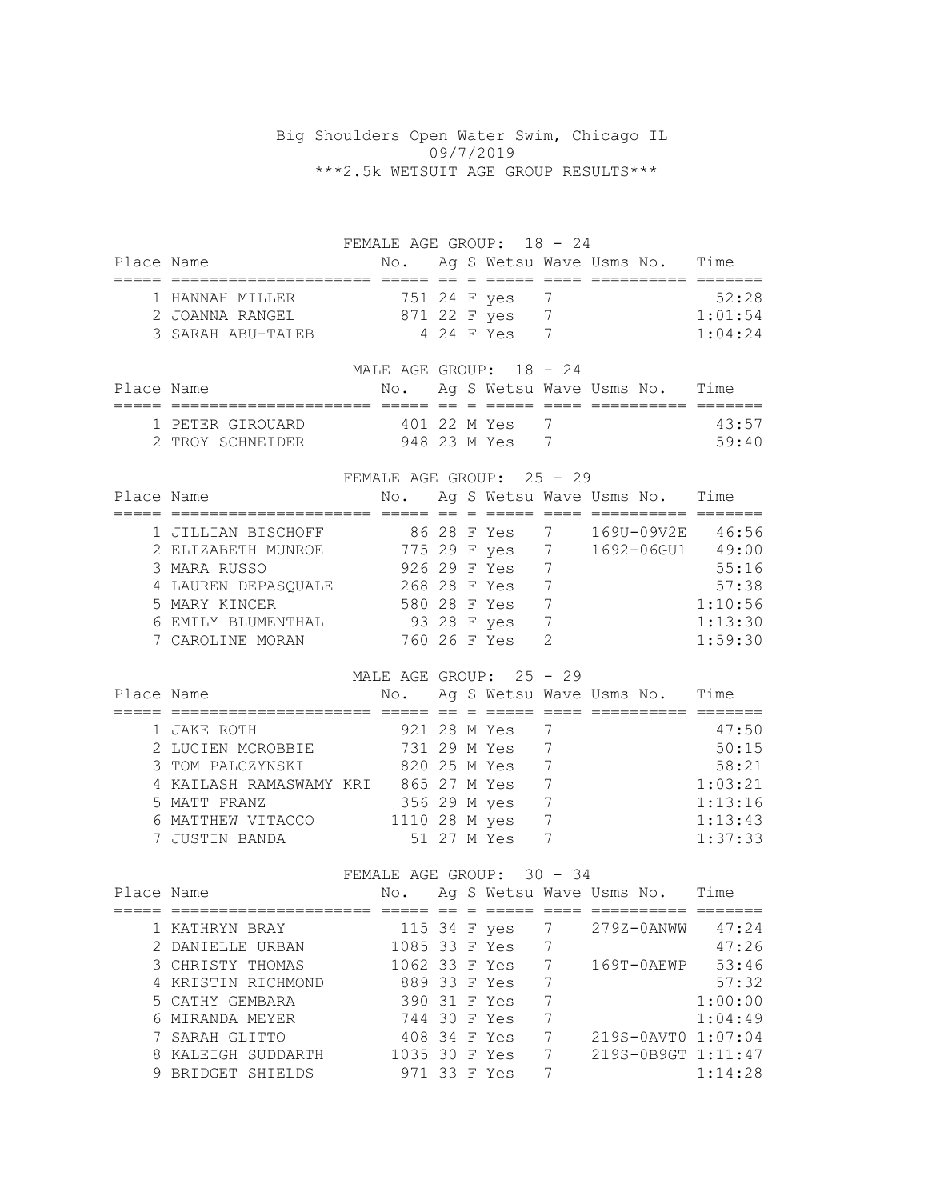# Big Shoulders Open Water Swim, Chicago IL

09/7/2019

\*\*\*2.5k WETSUIT AGE GROUP RESULTS\*\*\*

## FEMALE AGE GROUP: 18 - 24

| Place | Name | No. | Ag | S | Wetsu | Wave | Usms No. | Time |
|---|---|---|---|---|---|---|---|---|
| 1 | HANNAH MILLER | 751 | 24 | F | yes | 7 | | 52:28 |
| 2 | JOANNA RANGEL | 871 | 22 | F | yes | 7 | | 1:01:54 |
| 3 | SARAH ABU-TALEB | 4 | 24 | F | Yes | 7 | | 1:04:24 |

## MALE AGE GROUP: 18 - 24

| Place | Name | No. | Ag | S | Wetsu | Wave | Usms No. | Time |
|---|---|---|---|---|---|---|---|---|
| 1 | PETER GIROUARD | 401 | 22 | M | Yes | 7 | | 43:57 |
| 2 | TROY SCHNEIDER | 948 | 23 | M | Yes | 7 | | 59:40 |

## FEMALE AGE GROUP: 25 - 29

| Place | Name | No. | Ag | S | Wetsu | Wave | Usms No. | Time |
|---|---|---|---|---|---|---|---|---|
| 1 | JILLIAN BISCHOFF | 86 | 28 | F | Yes | 7 | 169U-09V2E | 46:56 |
| 2 | ELIZABETH MUNROE | 775 | 29 | F | yes | 7 | 1692-06GU1 | 49:00 |
| 3 | MARA RUSSO | 926 | 29 | F | Yes | 7 | | 55:16 |
| 4 | LAUREN DEPASQUALE | 268 | 28 | F | Yes | 7 | | 57:38 |
| 5 | MARY KINCER | 580 | 28 | F | Yes | 7 | | 1:10:56 |
| 6 | EMILY BLUMENTHAL | 93 | 28 | F | yes | 7 | | 1:13:30 |
| 7 | CAROLINE MORAN | 760 | 26 | F | Yes | 2 | | 1:59:30 |

## MALE AGE GROUP: 25 - 29

| Place | Name | No. | Ag | S | Wetsu | Wave | Usms No. | Time |
|---|---|---|---|---|---|---|---|---|
| 1 | JAKE ROTH | 921 | 28 | M | Yes | 7 | | 47:50 |
| 2 | LUCIEN MCROBBIE | 731 | 29 | M | Yes | 7 | | 50:15 |
| 3 | TOM PALCZYNSKI | 820 | 25 | M | Yes | 7 | | 58:21 |
| 4 | KAILASH RAMASWAMY KRI | 865 | 27 | M | Yes | 7 | | 1:03:21 |
| 5 | MATT FRANZ | 356 | 29 | M | yes | 7 | | 1:13:16 |
| 6 | MATTHEW VITACCO | 1110 | 28 | M | yes | 7 | | 1:13:43 |
| 7 | JUSTIN BANDA | 51 | 27 | M | Yes | 7 | | 1:37:33 |

## FEMALE AGE GROUP: 30 - 34

| Place | Name | No. | Ag | S | Wetsu | Wave | Usms No. | Time |
|---|---|---|---|---|---|---|---|---|
| 1 | KATHRYN BRAY | 115 | 34 | F | yes | 7 | 279Z-0ANWW | 47:24 |
| 2 | DANIELLE URBAN | 1085 | 33 | F | Yes | 7 | | 47:26 |
| 3 | CHRISTY THOMAS | 1062 | 33 | F | Yes | 7 | 169T-0AEWP | 53:46 |
| 4 | KRISTIN RICHMOND | 889 | 33 | F | Yes | 7 | | 57:32 |
| 5 | CATHY GEMBARA | 390 | 31 | F | Yes | 7 | | 1:00:00 |
| 6 | MIRANDA MEYER | 744 | 30 | F | Yes | 7 | | 1:04:49 |
| 7 | SARAH GLITTO | 408 | 34 | F | Yes | 7 | 219S-0AVT0 | 1:07:04 |
| 8 | KALEIGH SUDDARTH | 1035 | 30 | F | Yes | 7 | 219S-0B9GT | 1:11:47 |
| 9 | BRIDGET SHIELDS | 971 | 33 | F | Yes | 7 | | 1:14:28 |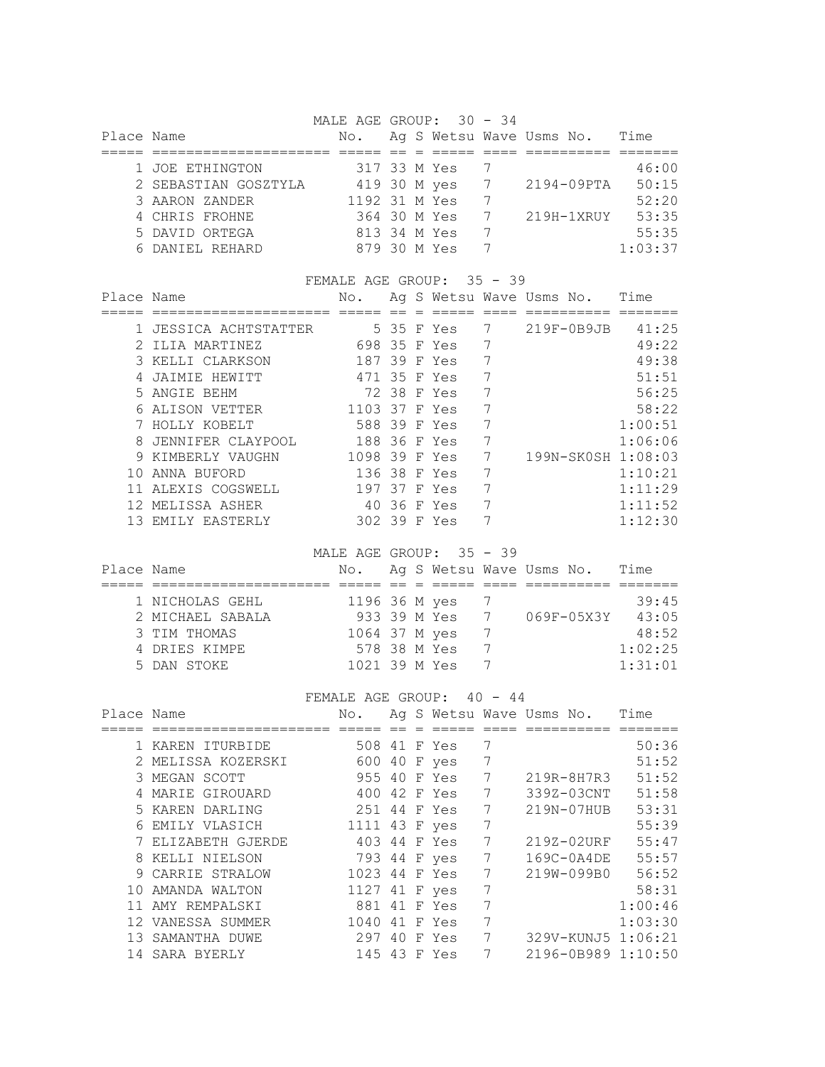## MALE AGE GROUP: 30 - 34

| Place | Name | No. | Ag | S | Wetsu | Wave | Usms No. | Time |
|---|---|---|---|---|---|---|---|---|
| 1 | JOE ETHINGTON | 317 | 33 | M | Yes | 7 | | 46:00 |
| 2 | SEBASTIAN GOSZTYLA | 419 | 30 | M | yes | 7 | 2194-09PTA | 50:15 |
| 3 | AARON ZANDER | 1192 | 31 | M | Yes | 7 | | 52:20 |
| 4 | CHRIS FROHNE | 364 | 30 | M | Yes | 7 | 219H-1XRUY | 53:35 |
| 5 | DAVID ORTEGA | 813 | 34 | M | Yes | 7 | | 55:35 |
| 6 | DANIEL REHARD | 879 | 30 | M | Yes | 7 | | 1:03:37 |

## FEMALE AGE GROUP: 35 - 39

| Place | Name | No. | Ag | S | Wetsu | Wave | Usms No. | Time |
|---|---|---|---|---|---|---|---|---|
| 1 | JESSICA ACHTSTATTER | 5 | 35 | F | Yes | 7 | 219F-0B9JB | 41:25 |
| 2 | ILIA MARTINEZ | 698 | 35 | F | Yes | 7 | | 49:22 |
| 3 | KELLI CLARKSON | 187 | 39 | F | Yes | 7 | | 49:38 |
| 4 | JAIMIE HEWITT | 471 | 35 | F | Yes | 7 | | 51:51 |
| 5 | ANGIE BEHM | 72 | 38 | F | Yes | 7 | | 56:25 |
| 6 | ALISON VETTER | 1103 | 37 | F | Yes | 7 | | 58:22 |
| 7 | HOLLY KOBELT | 588 | 39 | F | Yes | 7 | | 1:00:51 |
| 8 | JENNIFER CLAYPOOL | 188 | 36 | F | Yes | 7 | | 1:06:06 |
| 9 | KIMBERLY VAUGHN | 1098 | 39 | F | Yes | 7 | 199N-SK0SH | 1:08:03 |
| 10 | ANNA BUFORD | 136 | 38 | F | Yes | 7 | | 1:10:21 |
| 11 | ALEXIS COGSWELL | 197 | 37 | F | Yes | 7 | | 1:11:29 |
| 12 | MELISSA ASHER | 40 | 36 | F | Yes | 7 | | 1:11:52 |
| 13 | EMILY EASTERLY | 302 | 39 | F | Yes | 7 | | 1:12:30 |

## MALE AGE GROUP: 35 - 39

| Place | Name | No. | Ag | S | Wetsu | Wave | Usms No. | Time |
|---|---|---|---|---|---|---|---|---|
| 1 | NICHOLAS GEHL | 1196 | 36 | M | yes | 7 | | 39:45 |
| 2 | MICHAEL SABALA | 933 | 39 | M | Yes | 7 | 069F-05X3Y | 43:05 |
| 3 | TIM THOMAS | 1064 | 37 | M | yes | 7 | | 48:52 |
| 4 | DRIES KIMPE | 578 | 38 | M | Yes | 7 | | 1:02:25 |
| 5 | DAN STOKE | 1021 | 39 | M | Yes | 7 | | 1:31:01 |

## FEMALE AGE GROUP: 40 - 44

| Place | Name | No. | Ag | S | Wetsu | Wave | Usms No. | Time |
|---|---|---|---|---|---|---|---|---|
| 1 | KAREN ITURBIDE | 508 | 41 | F | Yes | 7 | | 50:36 |
| 2 | MELISSA KOZERSKI | 600 | 40 | F | yes | 7 | | 51:52 |
| 3 | MEGAN SCOTT | 955 | 40 | F | Yes | 7 | 219R-8H7R3 | 51:52 |
| 4 | MARIE GIROUARD | 400 | 42 | F | Yes | 7 | 339Z-03CNT | 51:58 |
| 5 | KAREN DARLING | 251 | 44 | F | Yes | 7 | 219N-07HUB | 53:31 |
| 6 | EMILY VLASICH | 1111 | 43 | F | yes | 7 | | 55:39 |
| 7 | ELIZABETH GJERDE | 403 | 44 | F | Yes | 7 | 219Z-02URF | 55:47 |
| 8 | KELLI NIELSON | 793 | 44 | F | yes | 7 | 169C-0A4DE | 55:57 |
| 9 | CARRIE STRALOW | 1023 | 44 | F | Yes | 7 | 219W-099B0 | 56:52 |
| 10 | AMANDA WALTON | 1127 | 41 | F | yes | 7 | | 58:31 |
| 11 | AMY REMPALSKI | 881 | 41 | F | Yes | 7 | | 1:00:46 |
| 12 | VANESSA SUMMER | 1040 | 41 | F | Yes | 7 | | 1:03:30 |
| 13 | SAMANTHA DUWE | 297 | 40 | F | Yes | 7 | 329V-KUNJ5 | 1:06:21 |
| 14 | SARA BYERLY | 145 | 43 | F | Yes | 7 | 2196-0B989 | 1:10:50 |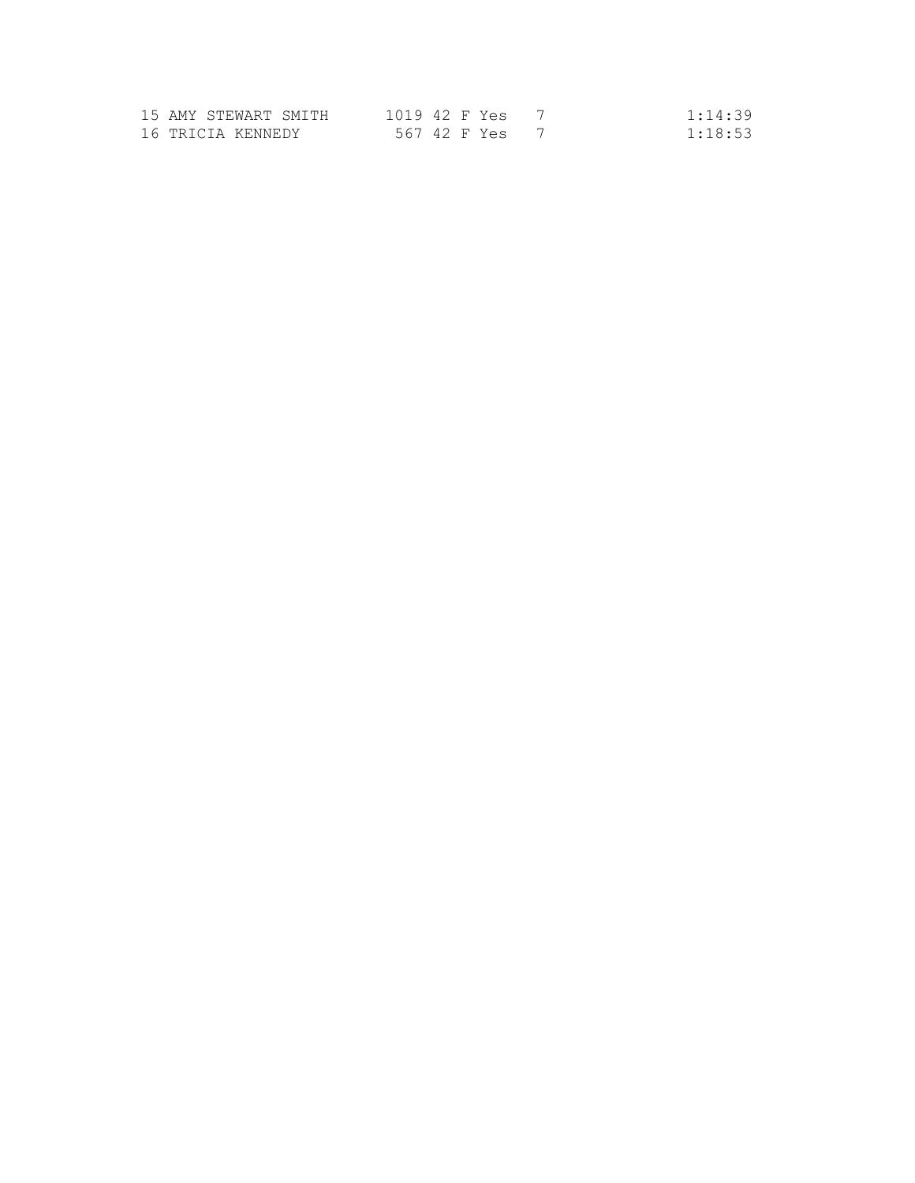```
15 AMY STEWART SMITH      1019 42 F Yes   7                  1:14:39
16 TRICIA KENNEDY          567 42 F Yes   7                  1:18:53
```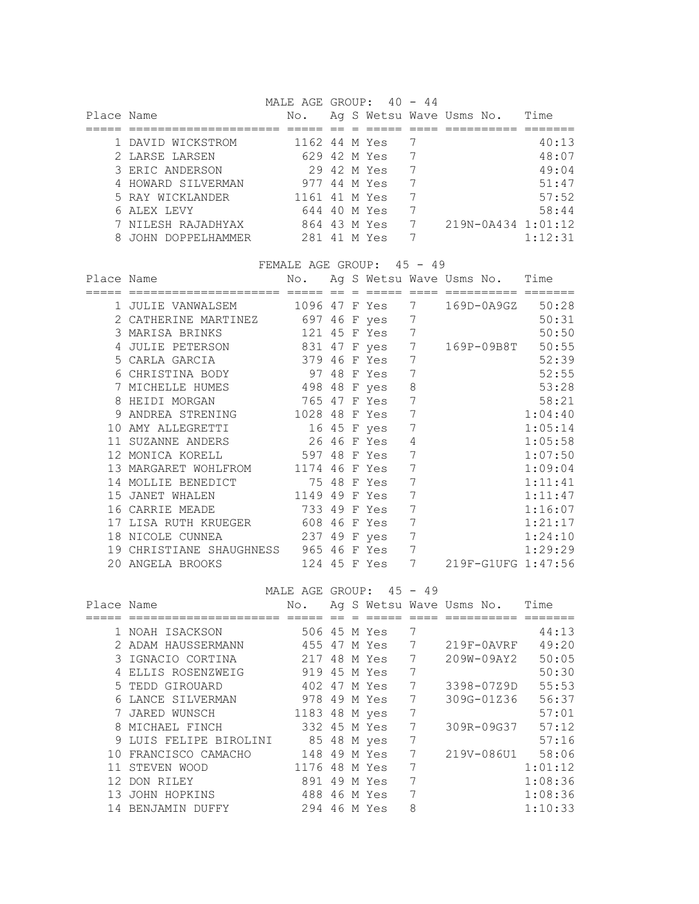## MALE AGE GROUP: 40 - 44

| Place | Name | No. | Ag | S | Wetsu | Wave | Usms No. | Time |
|---|---|---|---|---|---|---|---|---|
| 1 | DAVID WICKSTROM | 1162 | 44 | M | Yes | 7 | | 40:13 |
| 2 | LARSE LARSEN | 629 | 42 | M | Yes | 7 | | 48:07 |
| 3 | ERIC ANDERSON | 29 | 42 | M | Yes | 7 | | 49:04 |
| 4 | HOWARD SILVERMAN | 977 | 44 | M | Yes | 7 | | 51:47 |
| 5 | RAY WICKLANDER | 1161 | 41 | M | Yes | 7 | | 57:52 |
| 6 | ALEX LEVY | 644 | 40 | M | Yes | 7 | | 58:44 |
| 7 | NILESH RAJADHYAX | 864 | 43 | M | Yes | 7 | 219N-0A434 | 1:01:12 |
| 8 | JOHN DOPPELHAMMER | 281 | 41 | M | Yes | 7 | | 1:12:31 |

## FEMALE AGE GROUP: 45 - 49

| Place | Name | No. | Ag | S | Wetsu | Wave | Usms No. | Time |
|---|---|---|---|---|---|---|---|---|
| 1 | JULIE VANWALSEM | 1096 | 47 | F | Yes | 7 | 169D-0A9GZ | 50:28 |
| 2 | CATHERINE MARTINEZ | 697 | 46 | F | yes | 7 | | 50:31 |
| 3 | MARISA BRINKS | 121 | 45 | F | Yes | 7 | | 50:50 |
| 4 | JULIE PETERSON | 831 | 47 | F | yes | 7 | 169P-09B8T | 50:55 |
| 5 | CARLA GARCIA | 379 | 46 | F | Yes | 7 | | 52:39 |
| 6 | CHRISTINA BODY | 97 | 48 | F | Yes | 7 | | 52:55 |
| 7 | MICHELLE HUMES | 498 | 48 | F | yes | 8 | | 53:28 |
| 8 | HEIDI MORGAN | 765 | 47 | F | Yes | 7 | | 58:21 |
| 9 | ANDREA STRENING | 1028 | 48 | F | Yes | 7 | | 1:04:40 |
| 10 | AMY ALLEGRETTI | 16 | 45 | F | yes | 7 | | 1:05:14 |
| 11 | SUZANNE ANDERS | 26 | 46 | F | Yes | 4 | | 1:05:58 |
| 12 | MONICA KORELL | 597 | 48 | F | Yes | 7 | | 1:07:50 |
| 13 | MARGARET WOHLFROM | 1174 | 46 | F | Yes | 7 | | 1:09:04 |
| 14 | MOLLIE BENEDICT | 75 | 48 | F | Yes | 7 | | 1:11:41 |
| 15 | JANET WHALEN | 1149 | 49 | F | Yes | 7 | | 1:11:47 |
| 16 | CARRIE MEADE | 733 | 49 | F | Yes | 7 | | 1:16:07 |
| 17 | LISA RUTH KRUEGER | 608 | 46 | F | Yes | 7 | | 1:21:17 |
| 18 | NICOLE CUNNEA | 237 | 49 | F | yes | 7 | | 1:24:10 |
| 19 | CHRISTIANE SHAUGHNESS | 965 | 46 | F | Yes | 7 | | 1:29:29 |
| 20 | ANGELA BROOKS | 124 | 45 | F | Yes | 7 | 219F-G1UFG | 1:47:56 |

## MALE AGE GROUP: 45 - 49

| Place | Name | No. | Ag | S | Wetsu | Wave | Usms No. | Time |
|---|---|---|---|---|---|---|---|---|
| 1 | NOAH ISACKSON | 506 | 45 | M | Yes | 7 | | 44:13 |
| 2 | ADAM HAUSSERMANN | 455 | 47 | M | Yes | 7 | 219F-0AVRF | 49:20 |
| 3 | IGNACIO CORTINA | 217 | 48 | M | Yes | 7 | 209W-09AY2 | 50:05 |
| 4 | ELLIS ROSENZWEIG | 919 | 45 | M | Yes | 7 | | 50:30 |
| 5 | TEDD GIROUARD | 402 | 47 | M | Yes | 7 | 3398-07Z9D | 55:53 |
| 6 | LANCE SILVERMAN | 978 | 49 | M | Yes | 7 | 309G-01Z36 | 56:37 |
| 7 | JARED WUNSCH | 1183 | 48 | M | yes | 7 | | 57:01 |
| 8 | MICHAEL FINCH | 332 | 45 | M | Yes | 7 | 309R-09G37 | 57:12 |
| 9 | LUIS FELIPE BIROLINI | 85 | 48 | M | yes | 7 | | 57:16 |
| 10 | FRANCISCO CAMACHO | 148 | 49 | M | Yes | 7 | 219V-086U1 | 58:06 |
| 11 | STEVEN WOOD | 1176 | 48 | M | Yes | 7 | | 1:01:12 |
| 12 | DON RILEY | 891 | 49 | M | Yes | 7 | | 1:08:36 |
| 13 | JOHN HOPKINS | 488 | 46 | M | Yes | 7 | | 1:08:36 |
| 14 | BENJAMIN DUFFY | 294 | 46 | M | Yes | 8 | | 1:10:33 |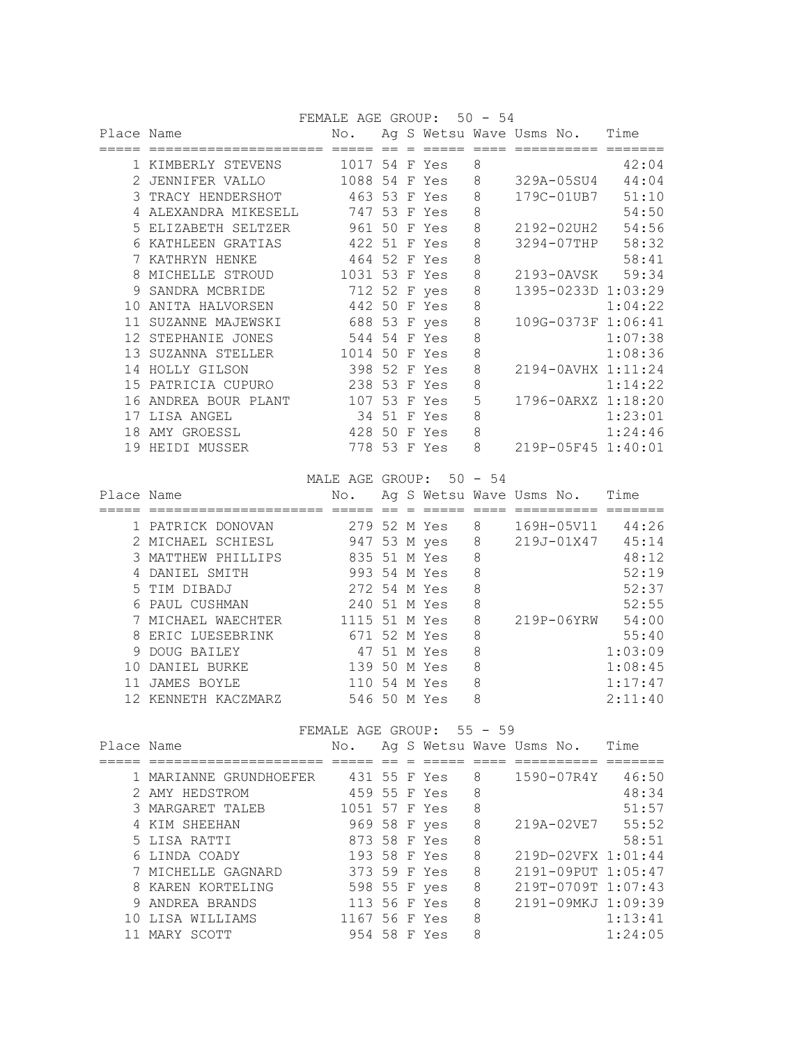## FEMALE AGE GROUP: 50 - 54

| Place | Name | No. | Ag | S | Wetsu | Wave | Usms No. | Time |
|---|---|---|---|---|---|---|---|---|
| 1 | KIMBERLY STEVENS | 1017 | 54 | F | Yes | 8 | | 42:04 |
| 2 | JENNIFER VALLO | 1088 | 54 | F | Yes | 8 | 329A-05SU4 | 44:04 |
| 3 | TRACY HENDERSHOT | 463 | 53 | F | Yes | 8 | 179C-01UB7 | 51:10 |
| 4 | ALEXANDRA MIKESELL | 747 | 53 | F | Yes | 8 | | 54:50 |
| 5 | ELIZABETH SELTZER | 961 | 50 | F | Yes | 8 | 2192-02UH2 | 54:56 |
| 6 | KATHLEEN GRATIAS | 422 | 51 | F | Yes | 8 | 3294-07THP | 58:32 |
| 7 | KATHRYN HENKE | 464 | 52 | F | Yes | 8 | | 58:41 |
| 8 | MICHELLE STROUD | 1031 | 53 | F | Yes | 8 | 2193-0AVSK | 59:34 |
| 9 | SANDRA MCBRIDE | 712 | 52 | F | yes | 8 | 1395-0233D | 1:03:29 |
| 10 | ANITA HALVORSEN | 442 | 50 | F | Yes | 8 | | 1:04:22 |
| 11 | SUZANNE MAJEWSKI | 688 | 53 | F | yes | 8 | 109G-0373F | 1:06:41 |
| 12 | STEPHANIE JONES | 544 | 54 | F | Yes | 8 | | 1:07:38 |
| 13 | SUZANNA STELLER | 1014 | 50 | F | Yes | 8 | | 1:08:36 |
| 14 | HOLLY GILSON | 398 | 52 | F | Yes | 8 | 2194-0AVHX | 1:11:24 |
| 15 | PATRICIA CUPURO | 238 | 53 | F | Yes | 8 | | 1:14:22 |
| 16 | ANDREA BOUR PLANT | 107 | 53 | F | Yes | 5 | 1796-0ARXZ | 1:18:20 |
| 17 | LISA ANGEL | 34 | 51 | F | Yes | 8 | | 1:23:01 |
| 18 | AMY GROESSL | 428 | 50 | F | Yes | 8 | | 1:24:46 |
| 19 | HEIDI MUSSER | 778 | 53 | F | Yes | 8 | 219P-05F45 | 1:40:01 |

## MALE AGE GROUP: 50 - 54

| Place | Name | No. | Ag | S | Wetsu | Wave | Usms No. | Time |
|---|---|---|---|---|---|---|---|---|
| 1 | PATRICK DONOVAN | 279 | 52 | M | Yes | 8 | 169H-05V11 | 44:26 |
| 2 | MICHAEL SCHIESL | 947 | 53 | M | yes | 8 | 219J-01X47 | 45:14 |
| 3 | MATTHEW PHILLIPS | 835 | 51 | M | Yes | 8 | | 48:12 |
| 4 | DANIEL SMITH | 993 | 54 | M | Yes | 8 | | 52:19 |
| 5 | TIM DIBADJ | 272 | 54 | M | Yes | 8 | | 52:37 |
| 6 | PAUL CUSHMAN | 240 | 51 | M | Yes | 8 | | 52:55 |
| 7 | MICHAEL WAECHTER | 1115 | 51 | M | Yes | 8 | 219P-06YRW | 54:00 |
| 8 | ERIC LUESEBRINK | 671 | 52 | M | Yes | 8 | | 55:40 |
| 9 | DOUG BAILEY | 47 | 51 | M | Yes | 8 | | 1:03:09 |
| 10 | DANIEL BURKE | 139 | 50 | M | Yes | 8 | | 1:08:45 |
| 11 | JAMES BOYLE | 110 | 54 | M | Yes | 8 | | 1:17:47 |
| 12 | KENNETH KACZMARZ | 546 | 50 | M | Yes | 8 | | 2:11:40 |

## FEMALE AGE GROUP: 55 - 59

| Place | Name | No. | Ag | S | Wetsu | Wave | Usms No. | Time |
|---|---|---|---|---|---|---|---|---|
| 1 | MARIANNE GRUNDHOEFER | 431 | 55 | F | Yes | 8 | 1590-07R4Y | 46:50 |
| 2 | AMY HEDSTROM | 459 | 55 | F | Yes | 8 | | 48:34 |
| 3 | MARGARET TALEB | 1051 | 57 | F | Yes | 8 | | 51:57 |
| 4 | KIM SHEEHAN | 969 | 58 | F | yes | 8 | 219A-02VE7 | 55:52 |
| 5 | LISA RATTI | 873 | 58 | F | Yes | 8 | | 58:51 |
| 6 | LINDA COADY | 193 | 58 | F | Yes | 8 | 219D-02VFX | 1:01:44 |
| 7 | MICHELLE GAGNARD | 373 | 59 | F | Yes | 8 | 2191-09PUT | 1:05:47 |
| 8 | KAREN KORTELING | 598 | 55 | F | yes | 8 | 219T-0709T | 1:07:43 |
| 9 | ANDREA BRANDS | 113 | 56 | F | Yes | 8 | 2191-09MKJ | 1:09:39 |
| 10 | LISA WILLIAMS | 1167 | 56 | F | Yes | 8 | | 1:13:41 |
| 11 | MARY SCOTT | 954 | 58 | F | Yes | 8 | | 1:24:05 |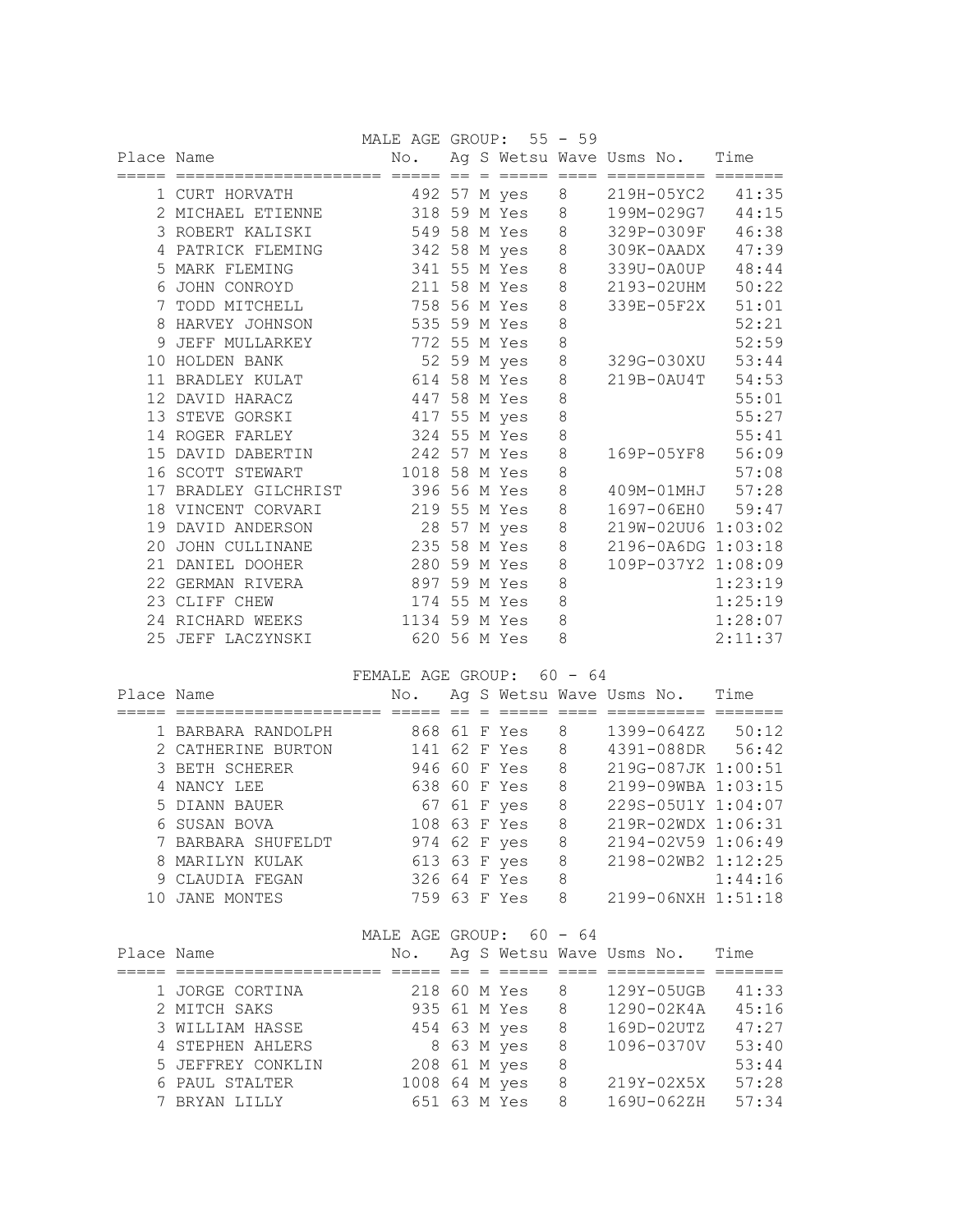## MALE AGE GROUP: 55 - 59

| Place | Name | No. | Ag | S | Wetsu | Wave | Usms No. | Time |
|---|---|---|---|---|---|---|---|---|
| 1 | CURT HORVATH | 492 | 57 | M | yes | 8 | 219H-05YC2 | 41:35 |
| 2 | MICHAEL ETIENNE | 318 | 59 | M | Yes | 8 | 199M-029G7 | 44:15 |
| 3 | ROBERT KALISKI | 549 | 58 | M | Yes | 8 | 329P-0309F | 46:38 |
| 4 | PATRICK FLEMING | 342 | 58 | M | yes | 8 | 309K-0AADX | 47:39 |
| 5 | MARK FLEMING | 341 | 55 | M | Yes | 8 | 339U-0A0UP | 48:44 |
| 6 | JOHN CONROYD | 211 | 58 | M | Yes | 8 | 2193-02UHM | 50:22 |
| 7 | TODD MITCHELL | 758 | 56 | M | Yes | 8 | 339E-05F2X | 51:01 |
| 8 | HARVEY JOHNSON | 535 | 59 | M | Yes | 8 | | 52:21 |
| 9 | JEFF MULLARKEY | 772 | 55 | M | Yes | 8 | | 52:59 |
| 10 | HOLDEN BANK | 52 | 59 | M | yes | 8 | 329G-030XU | 53:44 |
| 11 | BRADLEY KULAT | 614 | 58 | M | Yes | 8 | 219B-0AU4T | 54:53 |
| 12 | DAVID HARACZ | 447 | 58 | M | Yes | 8 | | 55:01 |
| 13 | STEVE GORSKI | 417 | 55 | M | yes | 8 | | 55:27 |
| 14 | ROGER FARLEY | 324 | 55 | M | Yes | 8 | | 55:41 |
| 15 | DAVID DABERTIN | 242 | 57 | M | Yes | 8 | 169P-05YF8 | 56:09 |
| 16 | SCOTT STEWART | 1018 | 58 | M | Yes | 8 | | 57:08 |
| 17 | BRADLEY GILCHRIST | 396 | 56 | M | Yes | 8 | 409M-01MHJ | 57:28 |
| 18 | VINCENT CORVARI | 219 | 55 | M | Yes | 8 | 1697-06EH0 | 59:47 |
| 19 | DAVID ANDERSON | 28 | 57 | M | yes | 8 | 219W-02UU6 | 1:03:02 |
| 20 | JOHN CULLINANE | 235 | 58 | M | Yes | 8 | 2196-0A6DG | 1:03:18 |
| 21 | DANIEL DOOHER | 280 | 59 | M | Yes | 8 | 109P-037Y2 | 1:08:09 |
| 22 | GERMAN RIVERA | 897 | 59 | M | Yes | 8 | | 1:23:19 |
| 23 | CLIFF CHEW | 174 | 55 | M | Yes | 8 | | 1:25:19 |
| 24 | RICHARD WEEKS | 1134 | 59 | M | Yes | 8 | | 1:28:07 |
| 25 | JEFF LACZYNSKI | 620 | 56 | M | Yes | 8 | | 2:11:37 |

## FEMALE AGE GROUP: 60 - 64

| Place | Name | No. | Ag | S | Wetsu | Wave | Usms No. | Time |
|---|---|---|---|---|---|---|---|---|
| 1 | BARBARA RANDOLPH | 868 | 61 | F | Yes | 8 | 1399-064ZZ | 50:12 |
| 2 | CATHERINE BURTON | 141 | 62 | F | Yes | 8 | 4391-088DR | 56:42 |
| 3 | BETH SCHERER | 946 | 60 | F | Yes | 8 | 219G-087JK | 1:00:51 |
| 4 | NANCY LEE | 638 | 60 | F | Yes | 8 | 2199-09WBA | 1:03:15 |
| 5 | DIANN BAUER | 67 | 61 | F | yes | 8 | 229S-05U1Y | 1:04:07 |
| 6 | SUSAN BOVA | 108 | 63 | F | Yes | 8 | 219R-02WDX | 1:06:31 |
| 7 | BARBARA SHUFELDT | 974 | 62 | F | yes | 8 | 2194-02V59 | 1:06:49 |
| 8 | MARILYN KULAK | 613 | 63 | F | yes | 8 | 2198-02WB2 | 1:12:25 |
| 9 | CLAUDIA FEGAN | 326 | 64 | F | Yes | 8 | | 1:44:16 |
| 10 | JANE MONTES | 759 | 63 | F | Yes | 8 | 2199-06NXH | 1:51:18 |

## MALE AGE GROUP: 60 - 64

| Place | Name | No. | Ag | S | Wetsu | Wave | Usms No. | Time |
|---|---|---|---|---|---|---|---|---|
| 1 | JORGE CORTINA | 218 | 60 | M | Yes | 8 | 129Y-05UGB | 41:33 |
| 2 | MITCH SAKS | 935 | 61 | M | Yes | 8 | 1290-02K4A | 45:16 |
| 3 | WILLIAM HASSE | 454 | 63 | M | yes | 8 | 169D-02UTZ | 47:27 |
| 4 | STEPHEN AHLERS | 8 | 63 | M | yes | 8 | 1096-0370V | 53:40 |
| 5 | JEFFREY CONKLIN | 208 | 61 | M | yes | 8 | | 53:44 |
| 6 | PAUL STALTER | 1008 | 64 | M | yes | 8 | 219Y-02X5X | 57:28 |
| 7 | BRYAN LILLY | 651 | 63 | M | Yes | 8 | 169U-062ZH | 57:34 |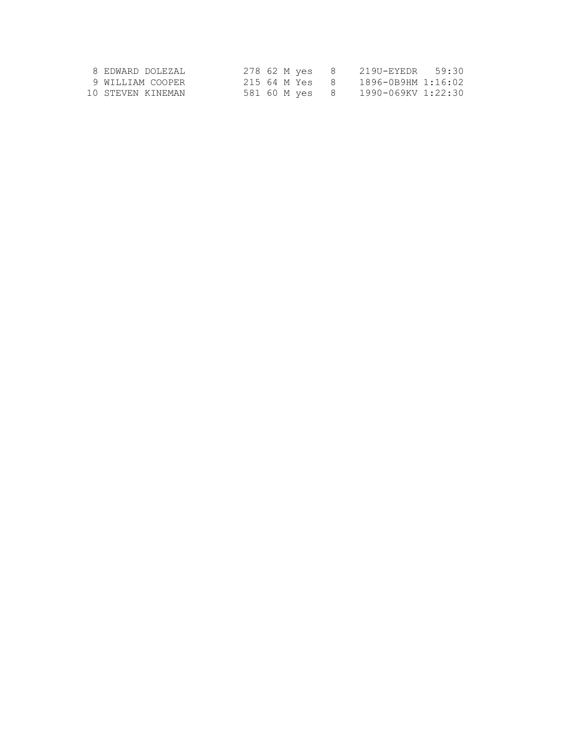```
 8 EDWARD DOLEZAL         278 62 M yes   8    219U-EYEDR   59:30
 9 WILLIAM COOPER         215 64 M Yes   8    1896-0B9HM 1:16:02
10 STEVEN KINEMAN         581 60 M yes   8    1990-069KV 1:22:30
```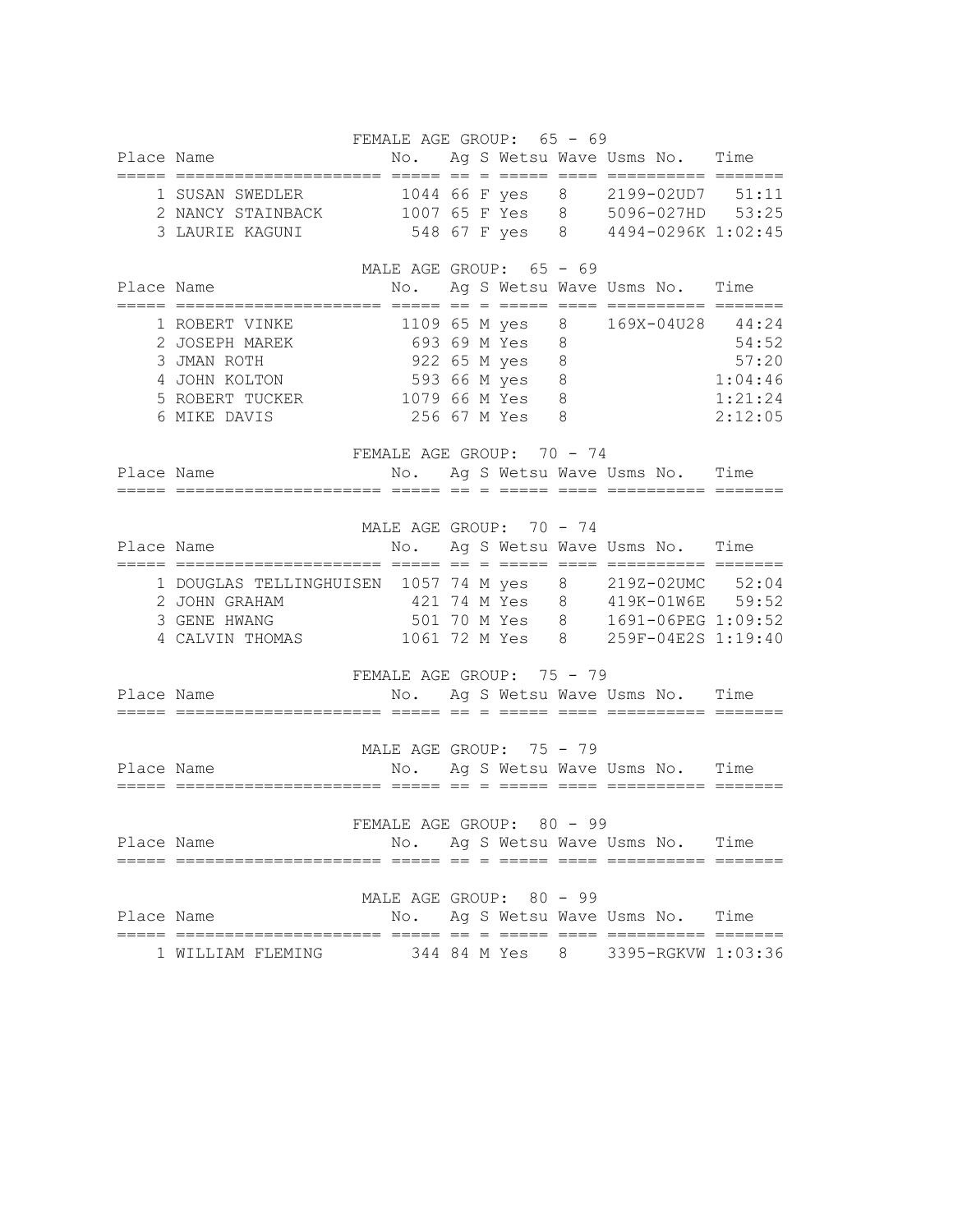FEMALE AGE GROUP: 65 - 69

| Place | Name | No. | Ag | S | Wetsu | Wave | Usms No. | Time |
|---|---|---|---|---|---|---|---|---|
| 1 | SUSAN SWEDLER | 1044 | 66 | F | yes | 8 | 2199-02UD7 | 51:11 |
| 2 | NANCY STAINBACK | 1007 | 65 | F | Yes | 8 | 5096-027HD | 53:25 |
| 3 | LAURIE KAGUNI | 548 | 67 | F | yes | 8 | 4494-0296K | 1:02:45 |

MALE AGE GROUP: 65 - 69

| Place | Name | No. | Ag | S | Wetsu | Wave | Usms No. | Time |
|---|---|---|---|---|---|---|---|---|
| 1 | ROBERT VINKE | 1109 | 65 | M | yes | 8 | 169X-04U28 | 44:24 |
| 2 | JOSEPH MAREK | 693 | 69 | M | Yes | 8 | | 54:52 |
| 3 | JMAN ROTH | 922 | 65 | M | yes | 8 | | 57:20 |
| 4 | JOHN KOLTON | 593 | 66 | M | yes | 8 | | 1:04:46 |
| 5 | ROBERT TUCKER | 1079 | 66 | M | Yes | 8 | | 1:21:24 |
| 6 | MIKE DAVIS | 256 | 67 | M | Yes | 8 | | 2:12:05 |

FEMALE AGE GROUP: 70 - 74

| Place | Name | No. | Ag | S | Wetsu | Wave | Usms No. | Time |
|---|---|---|---|---|---|---|---|---|

MALE AGE GROUP: 70 - 74

| Place | Name | No. | Ag | S | Wetsu | Wave | Usms No. | Time |
|---|---|---|---|---|---|---|---|---|
| 1 | DOUGLAS TELLINGHUISEN | 1057 | 74 | M | yes | 8 | 219Z-02UMC | 52:04 |
| 2 | JOHN GRAHAM | 421 | 74 | M | Yes | 8 | 419K-01W6E | 59:52 |
| 3 | GENE HWANG | 501 | 70 | M | Yes | 8 | 1691-06PEG | 1:09:52 |
| 4 | CALVIN THOMAS | 1061 | 72 | M | Yes | 8 | 259F-04E2S | 1:19:40 |

FEMALE AGE GROUP: 75 - 79

| Place | Name | No. | Ag | S | Wetsu | Wave | Usms No. | Time |
|---|---|---|---|---|---|---|---|---|

MALE AGE GROUP: 75 - 79

| Place | Name | No. | Ag | S | Wetsu | Wave | Usms No. | Time |
|---|---|---|---|---|---|---|---|---|

FEMALE AGE GROUP: 80 - 99

| Place | Name | No. | Ag | S | Wetsu | Wave | Usms No. | Time |
|---|---|---|---|---|---|---|---|---|

MALE AGE GROUP: 80 - 99

| Place | Name | No. | Ag | S | Wetsu | Wave | Usms No. | Time |
|---|---|---|---|---|---|---|---|---|
| 1 | WILLIAM FLEMING | 344 | 84 | M | Yes | 8 | 3395-RGKVW | 1:03:36 |